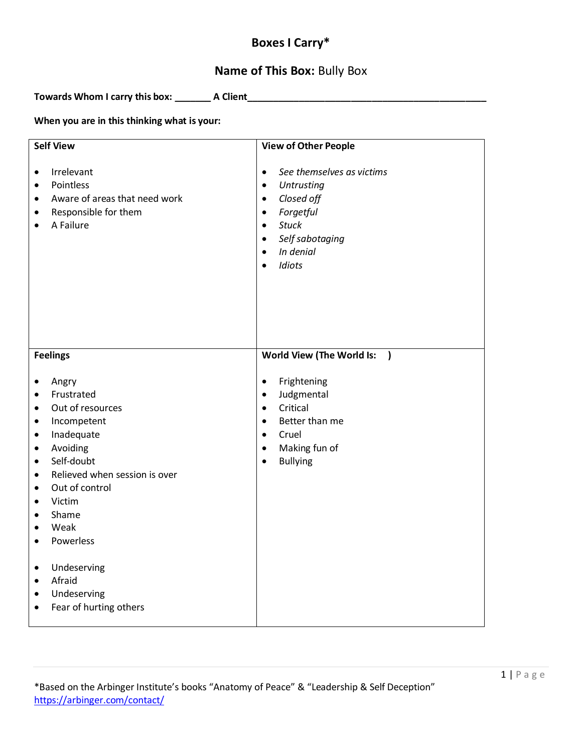# Boxes I Carry*

## Name of This Box: Bully Box

**Towards Whom I carry this box:** _______ **A Client**______________________________________________

**When you are in this thinking what is your:**

| Self View | View of Other People |
|---|---|
| • Irrelevant<br>• Pointless<br>• Aware of areas that need work<br>• Responsible for them<br>• A Failure | • *See themselves as victims*<br>• *Untrusting*<br>• *Closed off*<br>• *Forgetful*<br>• *Stuck*<br>• *Self sabotaging*<br>• *In denial*<br>• *Idiots* |
| **Feelings** | **World View (The World Is: )** |
| • Angry<br>• Frustrated<br>• Out of resources<br>• Incompetent<br>• Inadequate<br>• Avoiding<br>• Self-doubt<br>• Relieved when session is over<br>• Out of control<br>• Victim<br>• Shame<br>• Weak<br>• Powerless<br><br>• Undeserving<br>• Afraid<br>• Undeserving<br>• Fear of hurting others | • Frightening<br>• Judgmental<br>• Critical<br>• Better than me<br>• Cruel<br>• Making fun of<br>• Bullying |

*Based on the Arbinger Institute's books "Anatomy of Peace" & "Leadership & Self Deception"
https://arbinger.com/contact/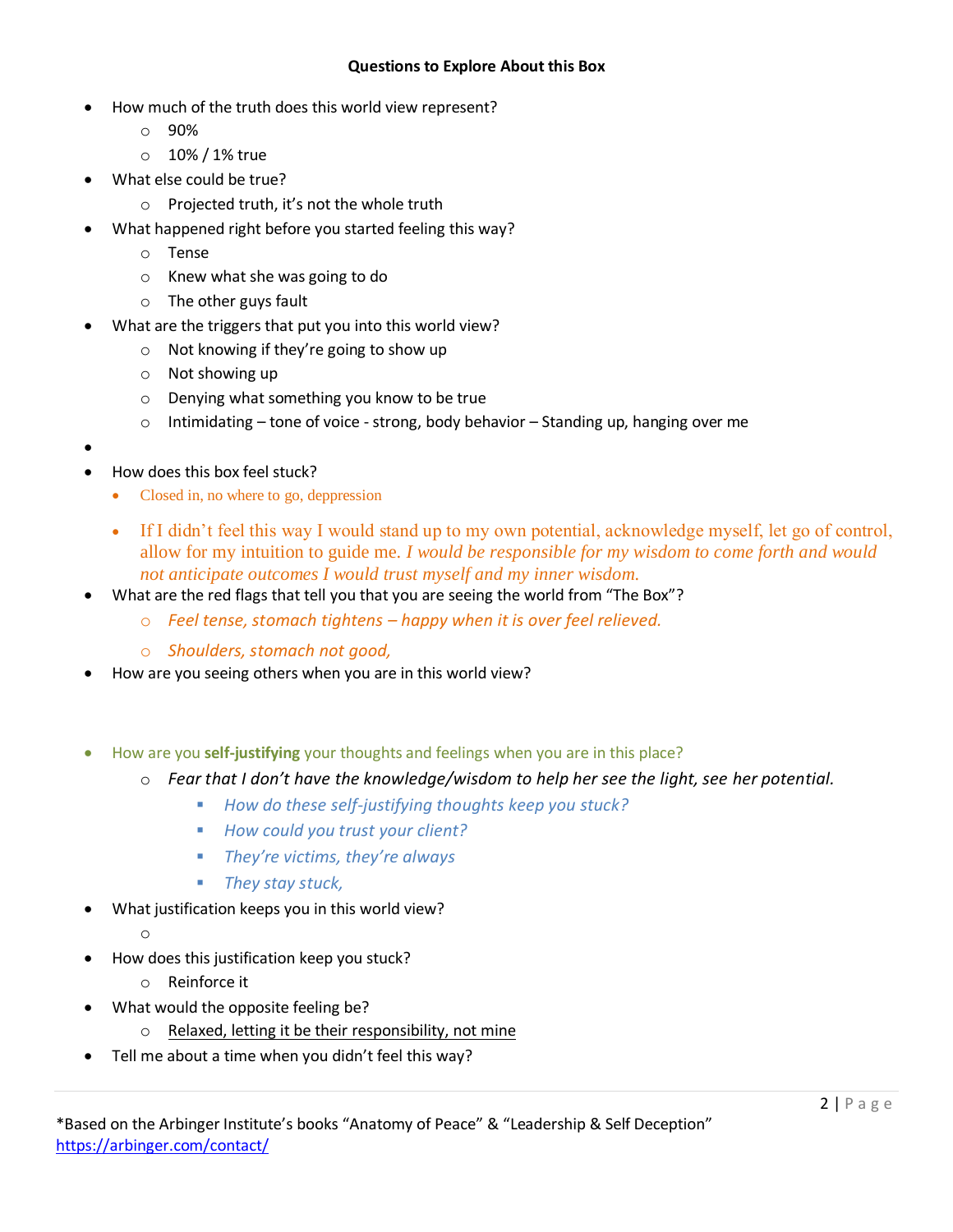**Questions to Explore About this Box**

- How much of the truth does this world view represent?
  - 90%
  - 10% / 1% true
- What else could be true?
  - Projected truth, it's not the whole truth
- What happened right before you started feeling this way?
  - Tense
  - Knew what she was going to do
  - The other guys fault
- What are the triggers that put you into this world view?
  - Not knowing if they're going to show up
  - Not showing up
  - Denying what something you know to be true
  - Intimidating – tone of voice - strong, body behavior – Standing up, hanging over me
- 
- How does this box feel stuck?
  - Closed in, no where to go, deppression
  - If I didn't feel this way I would stand up to my own potential, acknowledge myself, let go of control, allow for my intuition to guide me. *I would be responsible for my wisdom to come forth and would not anticipate outcomes I would trust myself and my inner wisdom.*
- What are the red flags that tell you that you are seeing the world from "The Box"?
  - *Feel tense, stomach tightens – happy when it is over feel relieved.*
  - *Shoulders, stomach not good,*
- How are you seeing others when you are in this world view?

- How are you **self-justifying** your thoughts and feelings when you are in this place?
  - *Fear that I don't have the knowledge/wisdom to help her see the light, see her potential.*
    - *How do these self-justifying thoughts keep you stuck?*
    - *How could you trust your client?*
    - *They're victims, they're always*
    - *They stay stuck,*
- What justification keeps you in this world view?
  - 
- How does this justification keep you stuck?
  - Reinforce it
- What would the opposite feeling be?
  - Relaxed, letting it be their responsibility, not mine
- Tell me about a time when you didn't feel this way?

*Based on the Arbinger Institute's books "Anatomy of Peace" & "Leadership & Self Deception"
https://arbinger.com/contact/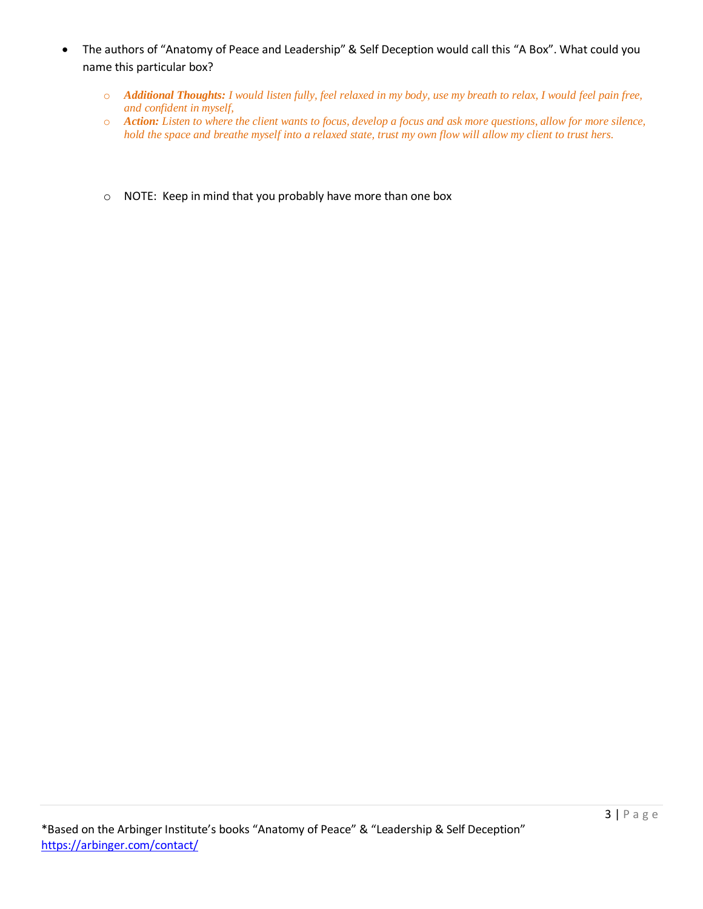- The authors of "Anatomy of Peace and Leadership" & Self Deception would call this "A Box". What could you name this particular box?
    - ***Additional Thoughts:*** *I would listen fully, feel relaxed in my body, use my breath to relax, I would feel pain free, and confident in myself,*
    - ***Action:*** *Listen to where the client wants to focus, develop a focus and ask more questions, allow for more silence, hold the space and breathe myself into a relaxed state, trust my own flow will allow my client to trust hers.*

    - NOTE: Keep in mind that you probably have more than one box

*Based on the Arbinger Institute's books "Anatomy of Peace" & "Leadership & Self Deception"
https://arbinger.com/contact/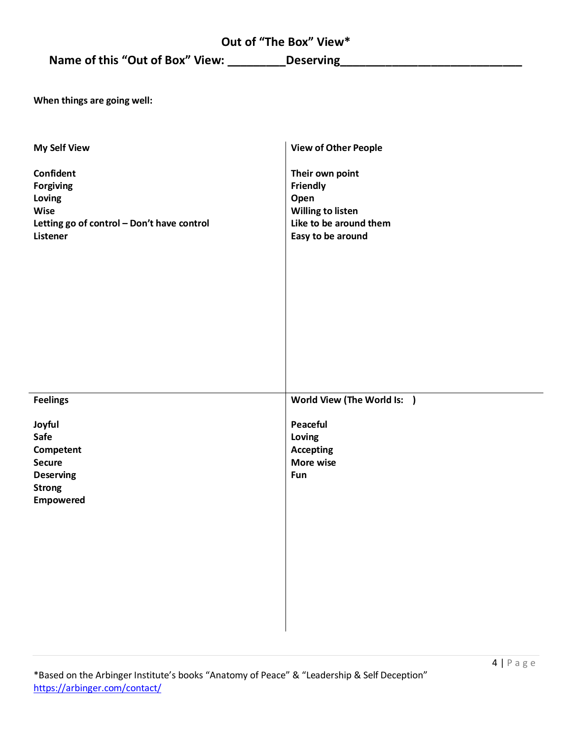# Out of "The Box" View*

## Name of this "Out of Box" View: _________Deserving____________________________

**When things are going well:**

| **My Self View** | **View of Other People** |
|---|---|
| **Confident**<br>**Forgiving**<br>**Loving**<br>**Wise**<br>**Letting go of control – Don't have control**<br>**Listener** | **Their own point**<br>**Friendly**<br>**Open**<br>**Willing to listen**<br>**Like to be around them**<br>**Easy to be around** |
| **Feelings** | **World View (The World Is: )** |
| **Joyful**<br>**Safe**<br>**Competent**<br>**Secure**<br>**Deserving**<br>**Strong**<br>**Empowered** | **Peaceful**<br>**Loving**<br>**Accepting**<br>**More wise**<br>**Fun** |

*Based on the Arbinger Institute's books "Anatomy of Peace" & "Leadership & Self Deception"
https://arbinger.com/contact/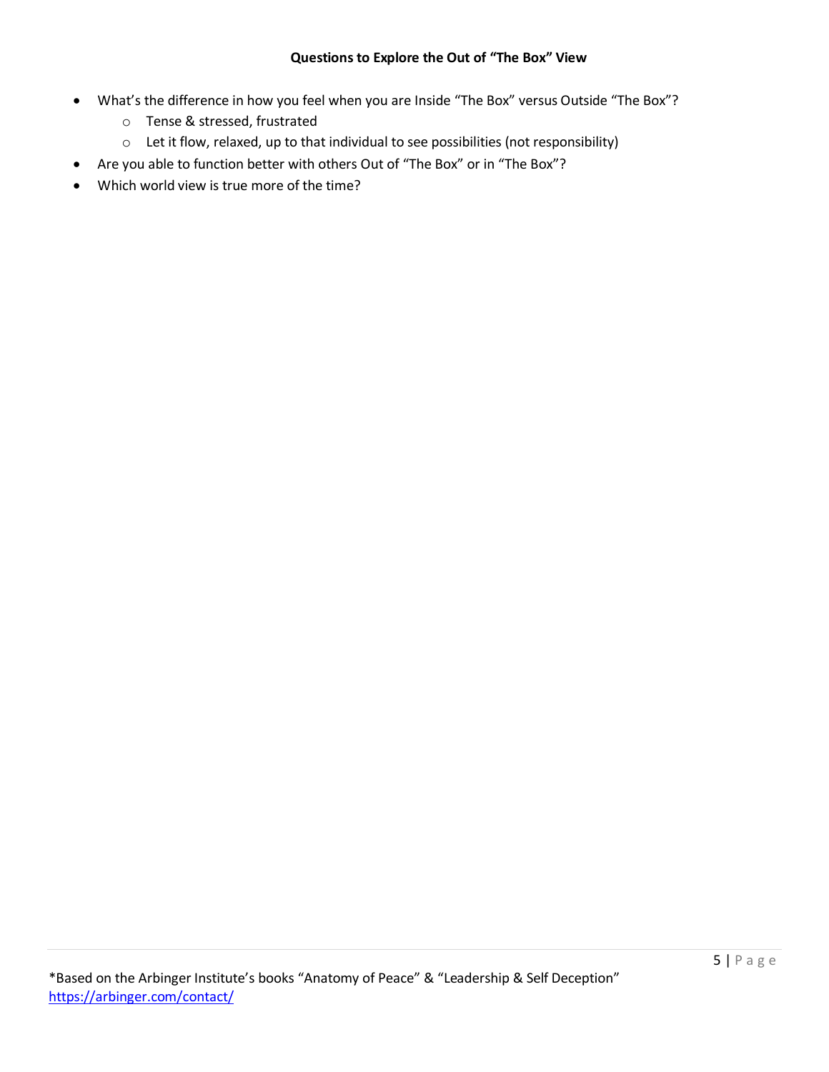**Questions to Explore the Out of "The Box" View**

- What's the difference in how you feel when you are Inside "The Box" versus Outside "The Box"?
    - Tense & stressed, frustrated
    - Let it flow, relaxed, up to that individual to see possibilities (not responsibility)
- Are you able to function better with others Out of "The Box" or in "The Box"?
- Which world view is true more of the time?

*Based on the Arbinger Institute's books "Anatomy of Peace" & "Leadership & Self Deception"
https://arbinger.com/contact/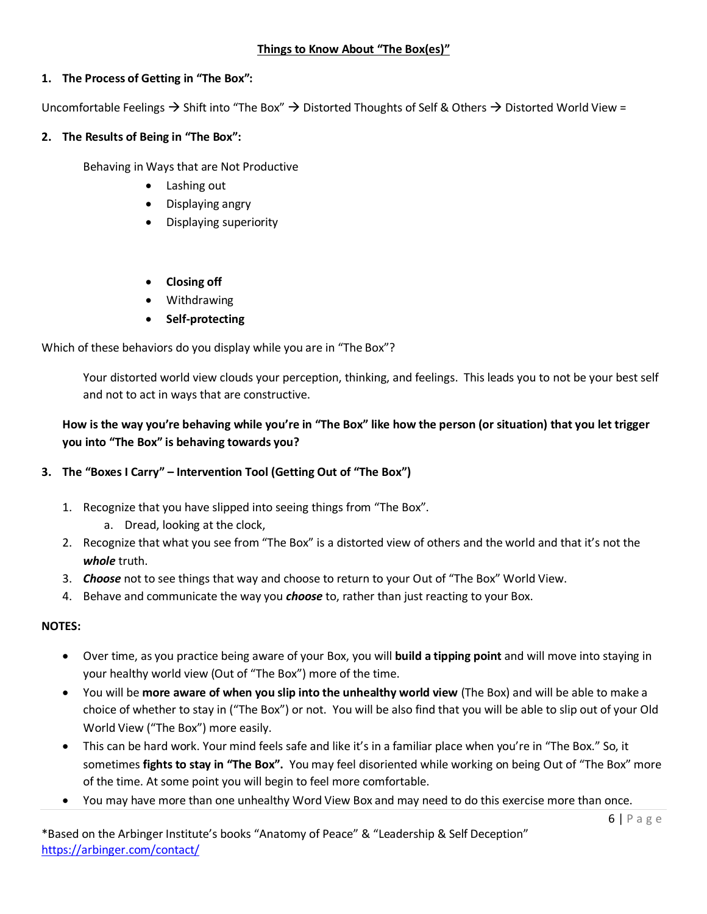## Things to Know About "The Box(es)"

1. **The Process of Getting in "The Box":**

Uncomfortable Feelings → Shift into "The Box" → Distorted Thoughts of Self & Others → Distorted World View =

2. **The Results of Being in "The Box":**

Behaving in Ways that are Not Productive

- Lashing out
- Displaying angry
- Displaying superiority

- **Closing off**
- Withdrawing
- **Self-protecting**

Which of these behaviors do you display while you are in "The Box"?

Your distorted world view clouds your perception, thinking, and feelings. This leads you to not be your best self and not to act in ways that are constructive.

**How is the way you're behaving while you're in "The Box" like how the person (or situation) that you let trigger you into "The Box" is behaving towards you?**

3. **The "Boxes I Carry" – Intervention Tool (Getting Out of "The Box")**

1. Recognize that you have slipped into seeing things from "The Box".
   a. Dread, looking at the clock,
2. Recognize that what you see from "The Box" is a distorted view of others and the world and that it's not the ***whole*** truth.
3. ***Choose*** not to see things that way and choose to return to your Out of "The Box" World View.
4. Behave and communicate the way you ***choose*** to, rather than just reacting to your Box.

**NOTES:**

- Over time, as you practice being aware of your Box, you will **build a tipping point** and will move into staying in your healthy world view (Out of "The Box") more of the time.
- You will be **more aware of when you slip into the unhealthy world view** (The Box) and will be able to make a choice of whether to stay in ("The Box") or not. You will be also find that you will be able to slip out of your Old World View ("The Box") more easily.
- This can be hard work. Your mind feels safe and like it's in a familiar place when you're in "The Box." So, it sometimes **fights to stay in "The Box".** You may feel disoriented while working on being Out of "The Box" more of the time. At some point you will begin to feel more comfortable.
- You may have more than one unhealthy Word View Box and may need to do this exercise more than once.

*Based on the Arbinger Institute's books "Anatomy of Peace" & "Leadership & Self Deception"
https://arbinger.com/contact/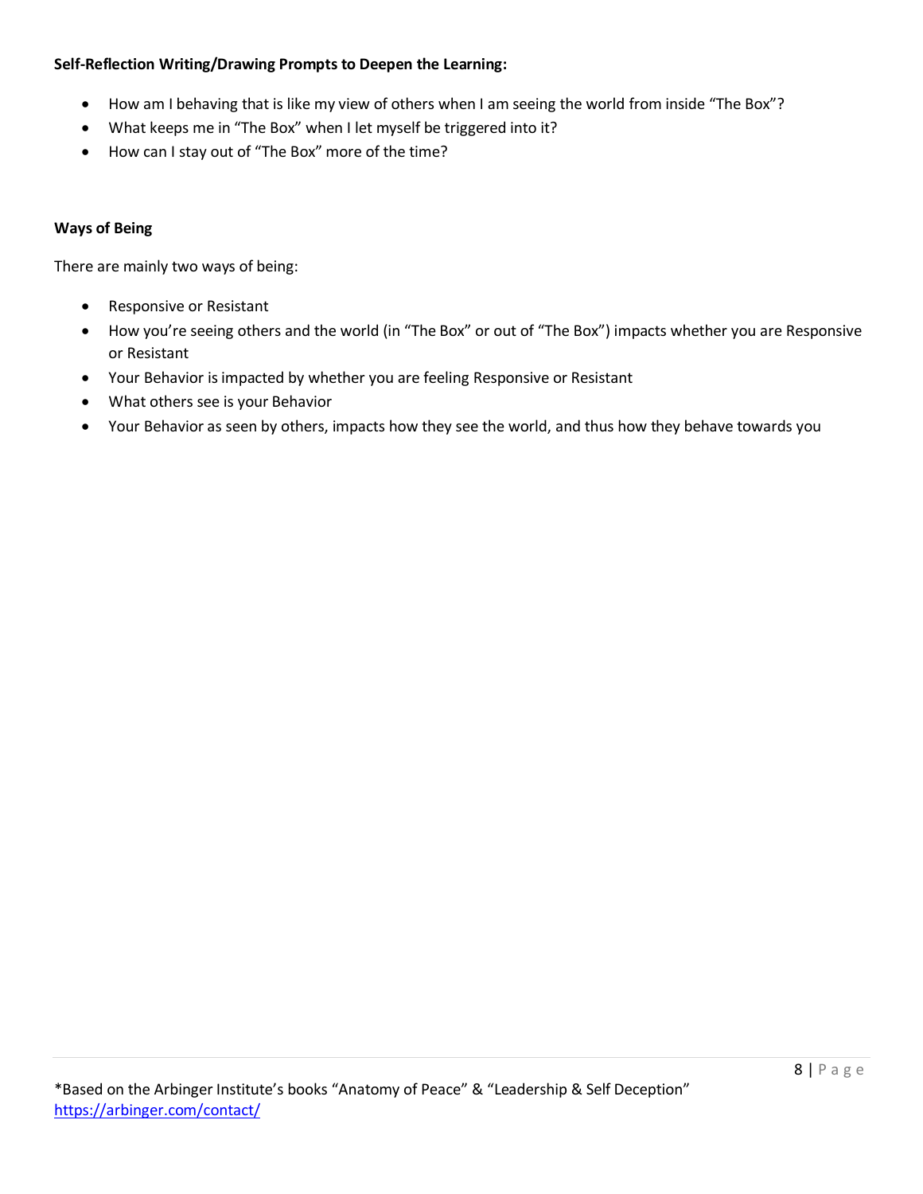**Self-Reflection Writing/Drawing Prompts to Deepen the Learning:**

- How am I behaving that is like my view of others when I am seeing the world from inside "The Box"?
- What keeps me in "The Box" when I let myself be triggered into it?
- How can I stay out of "The Box" more of the time?

**Ways of Being**

There are mainly two ways of being:

- Responsive or Resistant
- How you're seeing others and the world (in "The Box" or out of "The Box") impacts whether you are Responsive or Resistant
- Your Behavior is impacted by whether you are feeling Responsive or Resistant
- What others see is your Behavior
- Your Behavior as seen by others, impacts how they see the world, and thus how they behave towards you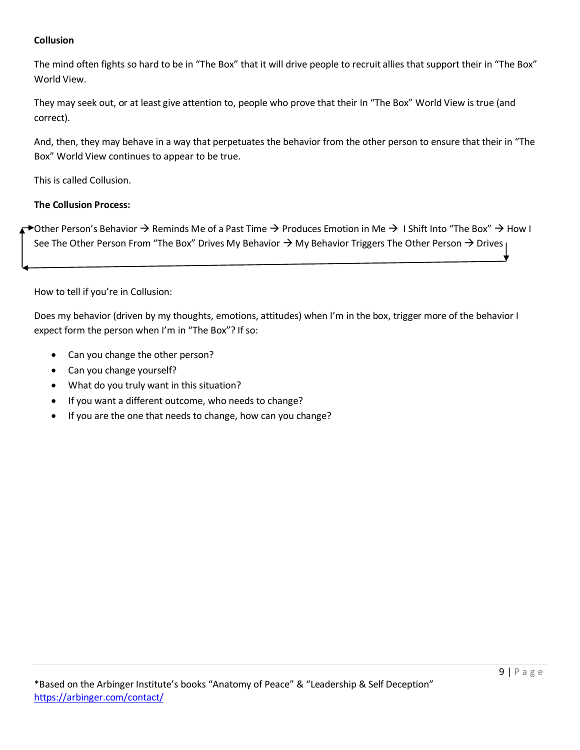**Collusion**

The mind often fights so hard to be in “The Box” that it will drive people to recruit allies that support their in “The Box” World View.

They may seek out, or at least give attention to, people who prove that their In “The Box” World View is true (and correct).

And, then, they may behave in a way that perpetuates the behavior from the other person to ensure that their in “The Box” World View continues to appear to be true.

This is called Collusion.

**The Collusion Process:**

Other Person’s Behavior → Reminds Me of a Past Time → Produces Emotion in Me → I Shift Into “The Box” → How I See The Other Person From “The Box” Drives My Behavior → My Behavior Triggers The Other Person → Drives

How to tell if you’re in Collusion:

Does my behavior (driven by my thoughts, emotions, attitudes) when I’m in the box, trigger more of the behavior I expect form the person when I’m in “The Box”? If so:

- Can you change the other person?
- Can you change yourself?
- What do you truly want in this situation?
- If you want a different outcome, who needs to change?
- If you are the one that needs to change, how can you change?

*Based on the Arbinger Institute’s books “Anatomy of Peace” & “Leadership & Self Deception”
https://arbinger.com/contact/